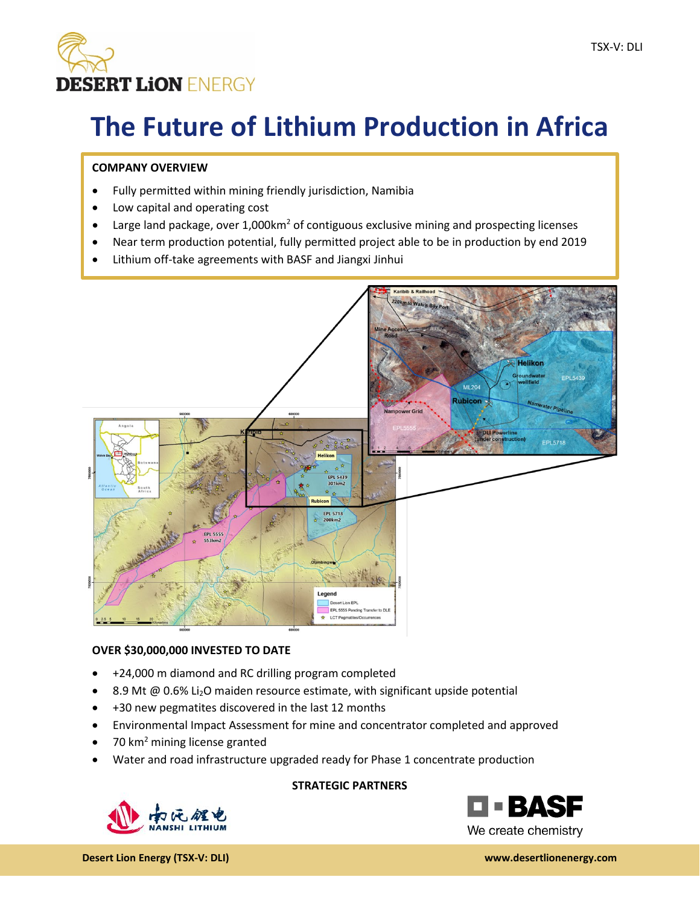TSX-V: DLI

DESERT LiON ENERGY

# The Future of Lithium Production in Africa

**COMPANY OVERVIEW**

- Fully permitted within mining friendly jurisdiction, Namibia
- Low capital and operating cost
- Large land package, over 1,000km$^2$ of contiguous exclusive mining and prospecting licenses
- Near term production potential, fully permitted project able to be in production by end 2019
- Lithium off-take agreements with BASF and Jiangxi Jinhui

**OVER $30,000,000 INVESTED TO DATE**

- +24,000 m diamond and RC drilling program completed
- 8.9 Mt @ 0.6% $Li_2O$ maiden resource estimate, with significant upside potential
- +30 new pegmatites discovered in the last 12 months
- Environmental Impact Assessment for mine and concentrator completed and approved
- 70 km$^2$ mining license granted
- Water and road infrastructure upgraded ready for Phase 1 concentrate production

**STRATEGIC PARTNERS**

NANSHI LITHIUM

BASF We create chemistry

**Desert Lion Energy (TSX-V: DLI)** www.desertlionenergy.com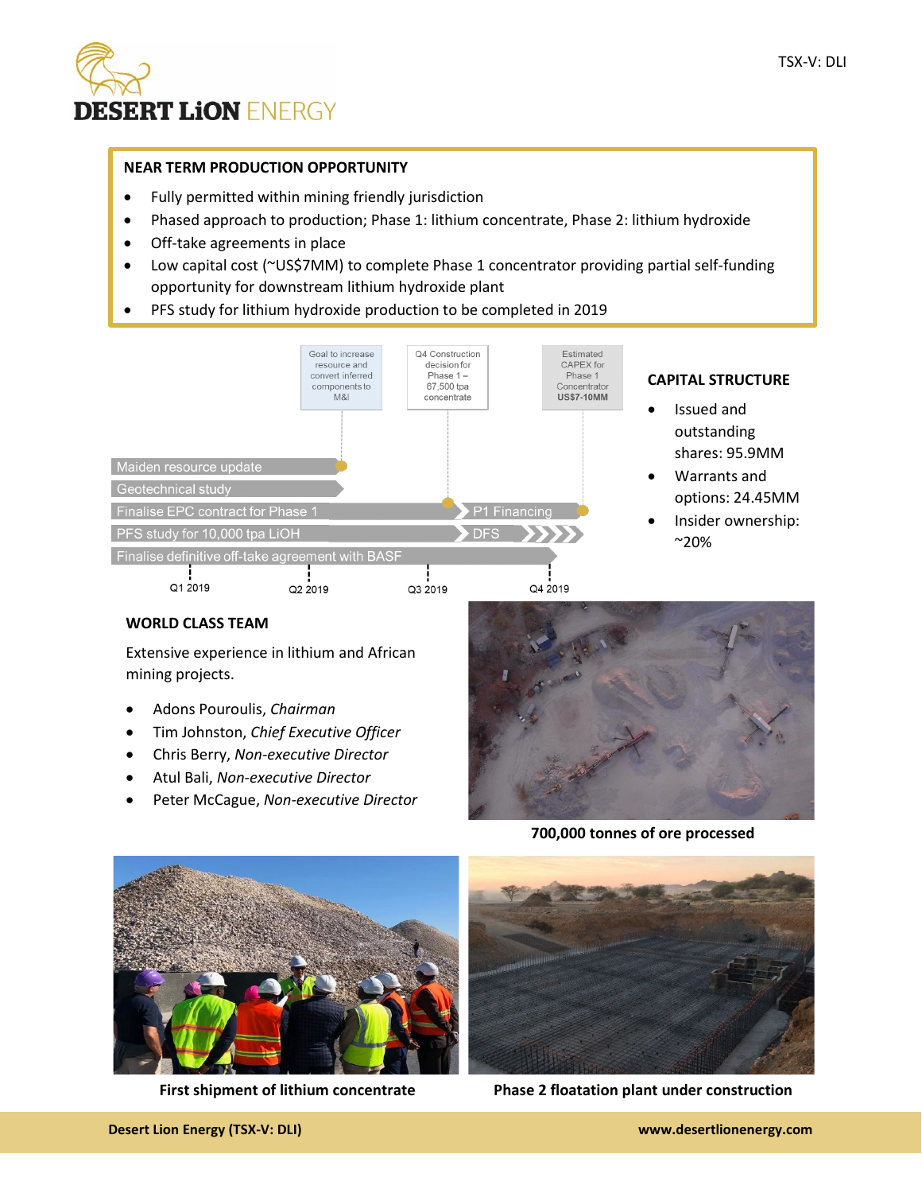TSX-V: DLI

**DESERT LiON ENERGY**

## NEAR TERM PRODUCTION OPPORTUNITY

- Fully permitted within mining friendly jurisdiction
- Phased approach to production; Phase 1: lithium concentrate, Phase 2: lithium hydroxide
- Off-take agreements in place
- Low capital cost (~US$7MM) to complete Phase 1 concentrator providing partial self-funding opportunity for downstream lithium hydroxide plant
- PFS study for lithium hydroxide production to be completed in 2019

Goal to increase resource and convert inferred components to M&I

Q4 Construction decision for Phase 1 – 67,500 tpa concentrate

Estimated CAPEX for Phase 1 Concentrator **US$7-10MM**

Maiden resource update

Geotechnical study

Finalise EPC contract for Phase 1

P1 Financing

PFS study for 10,000 tpa LiOH

DFS

Finalise definitive off-take agreement with BASF

Q1 2019

Q2 2019

Q3 2019

Q4 2019

## CAPITAL STRUCTURE

- Issued and outstanding shares: 95.9MM
- Warrants and options: 24.45MM
- Insider ownership: ~20%

## WORLD CLASS TEAM

Extensive experience in lithium and African mining projects.

- Adons Pouroulis, *Chairman*
- Tim Johnston, *Chief Executive Officer*
- Chris Berry, *Non-executive Director*
- Atul Bali, *Non-executive Director*
- Peter McCague, *Non-executive Director*

**700,000 tonnes of ore processed**

**First shipment of lithium concentrate**

**Phase 2 floatation plant under construction**

**Desert Lion Energy (TSX-V: DLI)** **www.desertlionenergy.com**